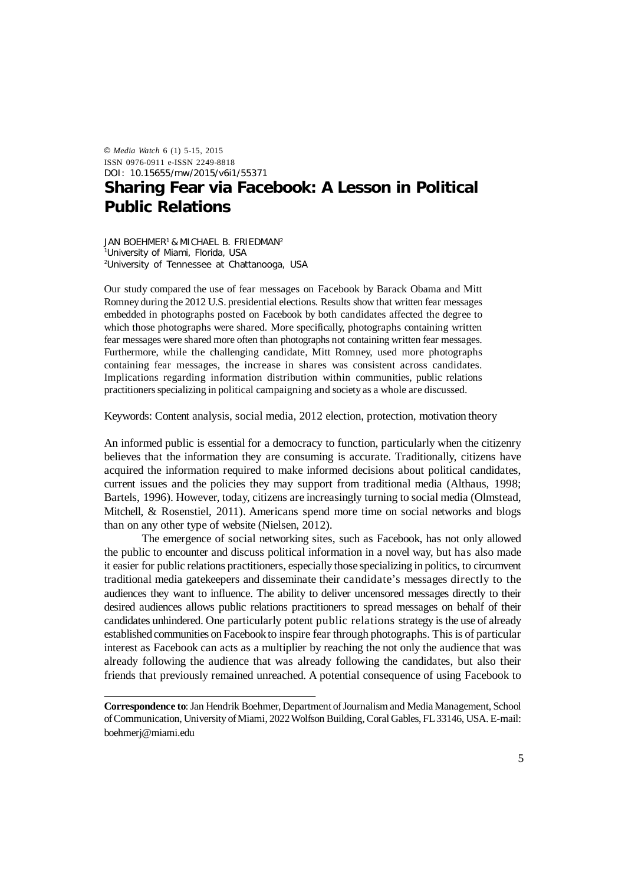© *Media Watch* 6 (1) 5-15, 2015
ISSN 0976-0911 e-ISSN 2249-8818
DOI: 10.15655/mw/2015/v6i1/55371

# Sharing Fear via Facebook: A Lesson in Political Public Relations

JAN BOEHMER[1] & MICHAEL B. FRIEDMAN[2]
[1]University of Miami, Florida, USA
[2]University of Tennessee at Chattanooga, USA

Our study compared the use of fear messages on Facebook by Barack Obama and Mitt Romney during the 2012 U.S. presidential elections. Results show that written fear messages embedded in photographs posted on Facebook by both candidates affected the degree to which those photographs were shared. More specifically, photographs containing written fear messages were shared more often than photographs not containing written fear messages. Furthermore, while the challenging candidate, Mitt Romney, used more photographs containing fear messages, the increase in shares was consistent across candidates. Implications regarding information distribution within communities, public relations practitioners specializing in political campaigning and society as a whole are discussed.

Keywords: Content analysis, social media, 2012 election, protection, motivation theory

An informed public is essential for a democracy to function, particularly when the citizenry believes that the information they are consuming is accurate. Traditionally, citizens have acquired the information required to make informed decisions about political candidates, current issues and the policies they may support from traditional media (Althaus, 1998; Bartels, 1996). However, today, citizens are increasingly turning to social media (Olmstead, Mitchell, & Rosenstiel, 2011). Americans spend more time on social networks and blogs than on any other type of website (Nielsen, 2012).

The emergence of social networking sites, such as Facebook, has not only allowed the public to encounter and discuss political information in a novel way, but has also made it easier for public relations practitioners, especially those specializing in politics, to circumvent traditional media gatekeepers and disseminate their candidate's messages directly to the audiences they want to influence. The ability to deliver uncensored messages directly to their desired audiences allows public relations practitioners to spread messages on behalf of their candidates unhindered. One particularly potent public relations strategy is the use of already established communities on Facebook to inspire fear through photographs. This is of particular interest as Facebook can acts as a multiplier by reaching the not only the audience that was already following the audience that was already following the candidates, but also their friends that previously remained unreached. A potential consequence of using Facebook to

**Correspondence to**: Jan Hendrik Boehmer, Department of Journalism and Media Management, School of Communication, University of Miami, 2022 Wolfson Building, Coral Gables, FL 33146, USA. E-mail: boehmerj@miami.edu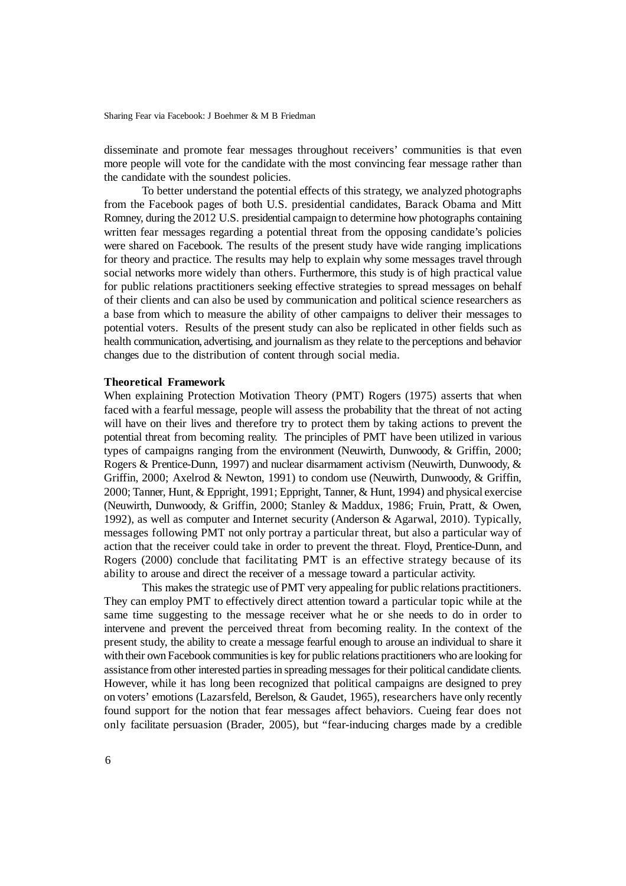disseminate and promote fear messages throughout receivers' communities is that even more people will vote for the candidate with the most convincing fear message rather than the candidate with the soundest policies.

To better understand the potential effects of this strategy, we analyzed photographs from the Facebook pages of both U.S. presidential candidates, Barack Obama and Mitt Romney, during the 2012 U.S. presidential campaign to determine how photographs containing written fear messages regarding a potential threat from the opposing candidate's policies were shared on Facebook. The results of the present study have wide ranging implications for theory and practice. The results may help to explain why some messages travel through social networks more widely than others. Furthermore, this study is of high practical value for public relations practitioners seeking effective strategies to spread messages on behalf of their clients and can also be used by communication and political science researchers as a base from which to measure the ability of other campaigns to deliver their messages to potential voters. Results of the present study can also be replicated in other fields such as health communication, advertising, and journalism as they relate to the perceptions and behavior changes due to the distribution of content through social media.

**Theoretical Framework**

When explaining Protection Motivation Theory (PMT) Rogers (1975) asserts that when faced with a fearful message, people will assess the probability that the threat of not acting will have on their lives and therefore try to protect them by taking actions to prevent the potential threat from becoming reality. The principles of PMT have been utilized in various types of campaigns ranging from the environment (Neuwirth, Dunwoody, & Griffin, 2000; Rogers & Prentice-Dunn, 1997) and nuclear disarmament activism (Neuwirth, Dunwoody, & Griffin, 2000; Axelrod & Newton, 1991) to condom use (Neuwirth, Dunwoody, & Griffin, 2000; Tanner, Hunt, & Eppright, 1991; Eppright, Tanner, & Hunt, 1994) and physical exercise (Neuwirth, Dunwoody, & Griffin, 2000; Stanley & Maddux, 1986; Fruin, Pratt, & Owen, 1992), as well as computer and Internet security (Anderson & Agarwal, 2010). Typically, messages following PMT not only portray a particular threat, but also a particular way of action that the receiver could take in order to prevent the threat. Floyd, Prentice-Dunn, and Rogers (2000) conclude that facilitating PMT is an effective strategy because of its ability to arouse and direct the receiver of a message toward a particular activity.

This makes the strategic use of PMT very appealing for public relations practitioners. They can employ PMT to effectively direct attention toward a particular topic while at the same time suggesting to the message receiver what he or she needs to do in order to intervene and prevent the perceived threat from becoming reality. In the context of the present study, the ability to create a message fearful enough to arouse an individual to share it with their own Facebook communities is key for public relations practitioners who are looking for assistance from other interested parties in spreading messages for their political candidate clients. However, while it has long been recognized that political campaigns are designed to prey on voters' emotions (Lazarsfeld, Berelson, & Gaudet, 1965), researchers have only recently found support for the notion that fear messages affect behaviors. Cueing fear does not only facilitate persuasion (Brader, 2005), but "fear-inducing charges made by a credible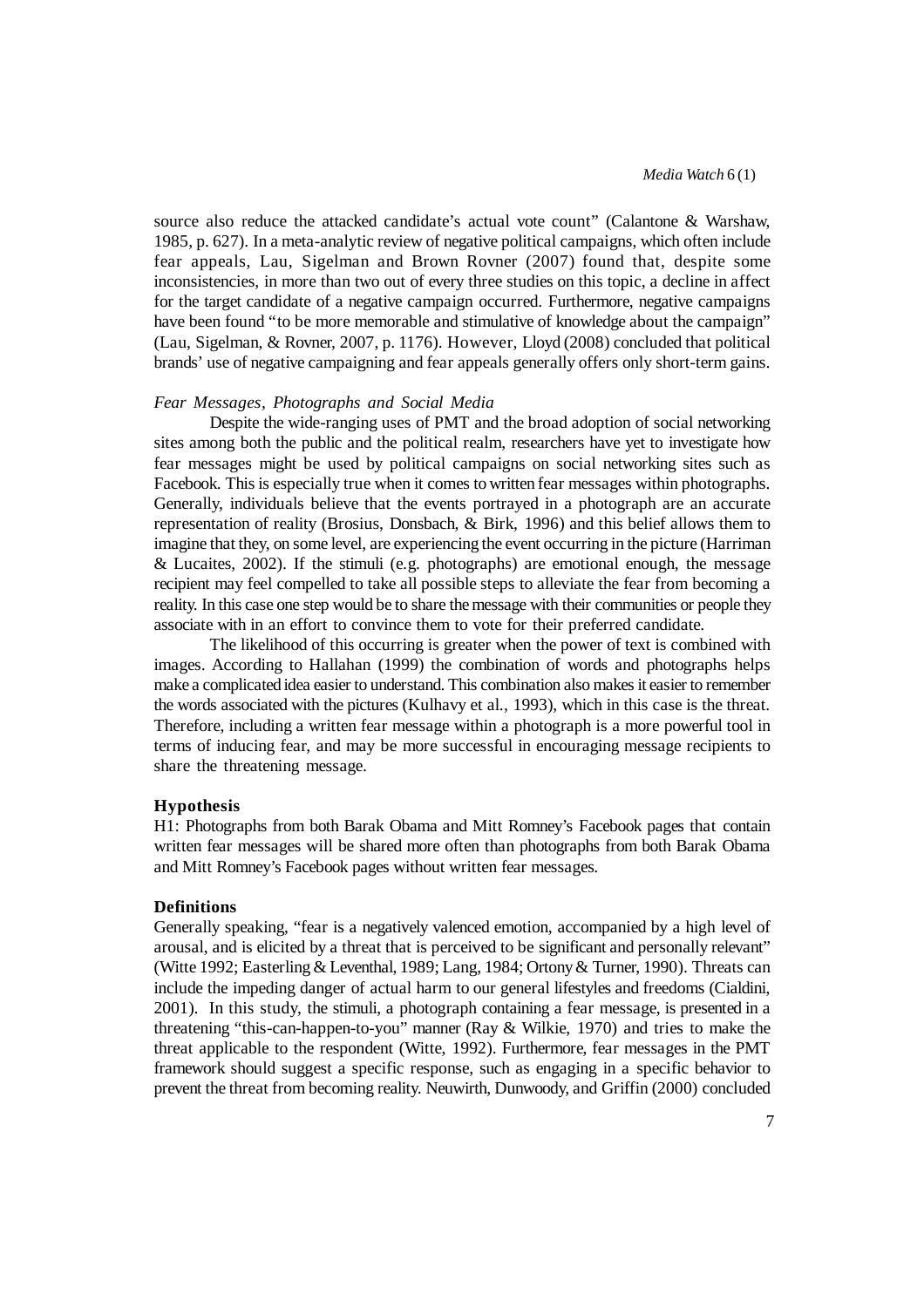source also reduce the attacked candidate's actual vote count" (Calantone & Warshaw, 1985, p. 627). In a meta-analytic review of negative political campaigns, which often include fear appeals, Lau, Sigelman and Brown Rovner (2007) found that, despite some inconsistencies, in more than two out of every three studies on this topic, a decline in affect for the target candidate of a negative campaign occurred. Furthermore, negative campaigns have been found "to be more memorable and stimulative of knowledge about the campaign" (Lau, Sigelman, & Rovner, 2007, p. 1176). However, Lloyd (2008) concluded that political brands' use of negative campaigning and fear appeals generally offers only short-term gains.

*Fear Messages, Photographs and Social Media*

Despite the wide-ranging uses of PMT and the broad adoption of social networking sites among both the public and the political realm, researchers have yet to investigate how fear messages might be used by political campaigns on social networking sites such as Facebook. This is especially true when it comes to written fear messages within photographs. Generally, individuals believe that the events portrayed in a photograph are an accurate representation of reality (Brosius, Donsbach, & Birk, 1996) and this belief allows them to imagine that they, on some level, are experiencing the event occurring in the picture (Harriman & Lucaites, 2002). If the stimuli (e.g. photographs) are emotional enough, the message recipient may feel compelled to take all possible steps to alleviate the fear from becoming a reality. In this case one step would be to share the message with their communities or people they associate with in an effort to convince them to vote for their preferred candidate.

The likelihood of this occurring is greater when the power of text is combined with images. According to Hallahan (1999) the combination of words and photographs helps make a complicated idea easier to understand. This combination also makes it easier to remember the words associated with the pictures (Kulhavy et al., 1993), which in this case is the threat. Therefore, including a written fear message within a photograph is a more powerful tool in terms of inducing fear, and may be more successful in encouraging message recipients to share the threatening message.

**Hypothesis**

H1: Photographs from both Barak Obama and Mitt Romney's Facebook pages that contain written fear messages will be shared more often than photographs from both Barak Obama and Mitt Romney's Facebook pages without written fear messages.

**Definitions**

Generally speaking, "fear is a negatively valenced emotion, accompanied by a high level of arousal, and is elicited by a threat that is perceived to be significant and personally relevant" (Witte 1992; Easterling & Leventhal, 1989; Lang, 1984; Ortony & Turner, 1990). Threats can include the impeding danger of actual harm to our general lifestyles and freedoms (Cialdini, 2001). In this study, the stimuli, a photograph containing a fear message, is presented in a threatening "this-can-happen-to-you" manner (Ray & Wilkie, 1970) and tries to make the threat applicable to the respondent (Witte, 1992). Furthermore, fear messages in the PMT framework should suggest a specific response, such as engaging in a specific behavior to prevent the threat from becoming reality. Neuwirth, Dunwoody, and Griffin (2000) concluded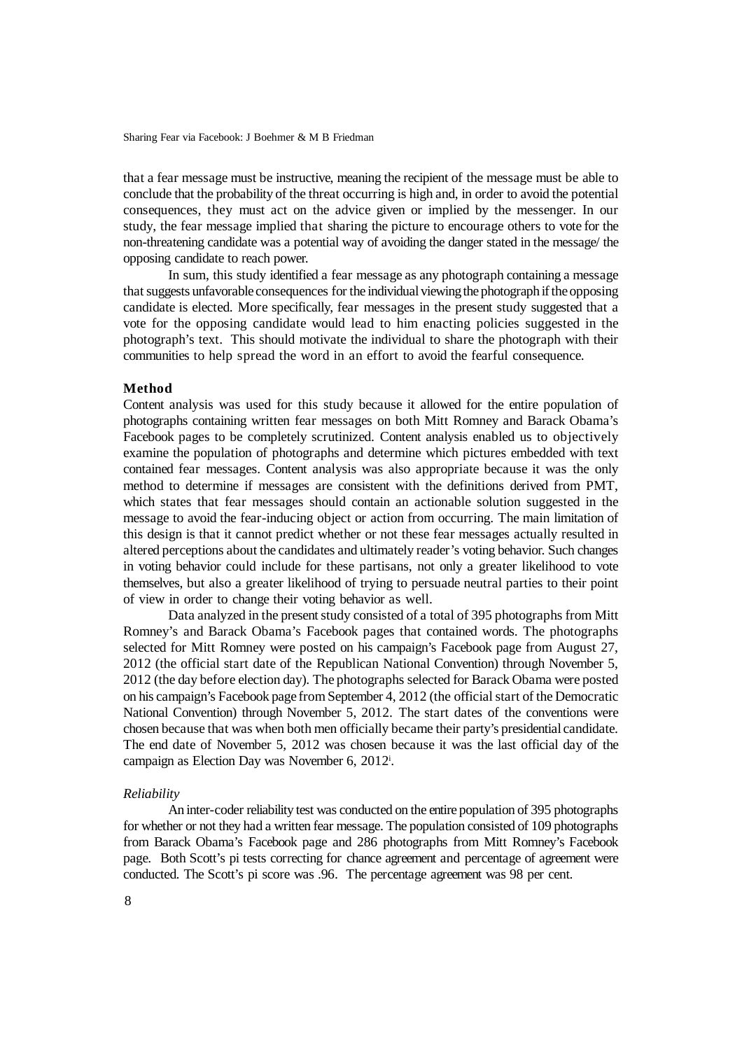that a fear message must be instructive, meaning the recipient of the message must be able to conclude that the probability of the threat occurring is high and, in order to avoid the potential consequences, they must act on the advice given or implied by the messenger. In our study, the fear message implied that sharing the picture to encourage others to vote for the non-threatening candidate was a potential way of avoiding the danger stated in the message/ the opposing candidate to reach power.

In sum, this study identified a fear message as any photograph containing a message that suggests unfavorable consequences for the individual viewing the photograph if the opposing candidate is elected. More specifically, fear messages in the present study suggested that a vote for the opposing candidate would lead to him enacting policies suggested in the photograph's text. This should motivate the individual to share the photograph with their communities to help spread the word in an effort to avoid the fearful consequence.

## Method

Content analysis was used for this study because it allowed for the entire population of photographs containing written fear messages on both Mitt Romney and Barack Obama's Facebook pages to be completely scrutinized. Content analysis enabled us to objectively examine the population of photographs and determine which pictures embedded with text contained fear messages. Content analysis was also appropriate because it was the only method to determine if messages are consistent with the definitions derived from PMT, which states that fear messages should contain an actionable solution suggested in the message to avoid the fear-inducing object or action from occurring. The main limitation of this design is that it cannot predict whether or not these fear messages actually resulted in altered perceptions about the candidates and ultimately reader's voting behavior. Such changes in voting behavior could include for these partisans, not only a greater likelihood to vote themselves, but also a greater likelihood of trying to persuade neutral parties to their point of view in order to change their voting behavior as well.

Data analyzed in the present study consisted of a total of 395 photographs from Mitt Romney's and Barack Obama's Facebook pages that contained words. The photographs selected for Mitt Romney were posted on his campaign's Facebook page from August 27, 2012 (the official start date of the Republican National Convention) through November 5, 2012 (the day before election day). The photographs selected for Barack Obama were posted on his campaign's Facebook page from September 4, 2012 (the official start of the Democratic National Convention) through November 5, 2012. The start dates of the conventions were chosen because that was when both men officially became their party's presidential candidate. The end date of November 5, 2012 was chosen because it was the last official day of the campaign as Election Day was November 6, 2012[i].

### *Reliability*

An inter-coder reliability test was conducted on the entire population of 395 photographs for whether or not they had a written fear message. The population consisted of 109 photographs from Barack Obama's Facebook page and 286 photographs from Mitt Romney's Facebook page. Both Scott's pi tests correcting for chance agreement and percentage of agreement were conducted. The Scott's pi score was .96. The percentage agreement was 98 per cent.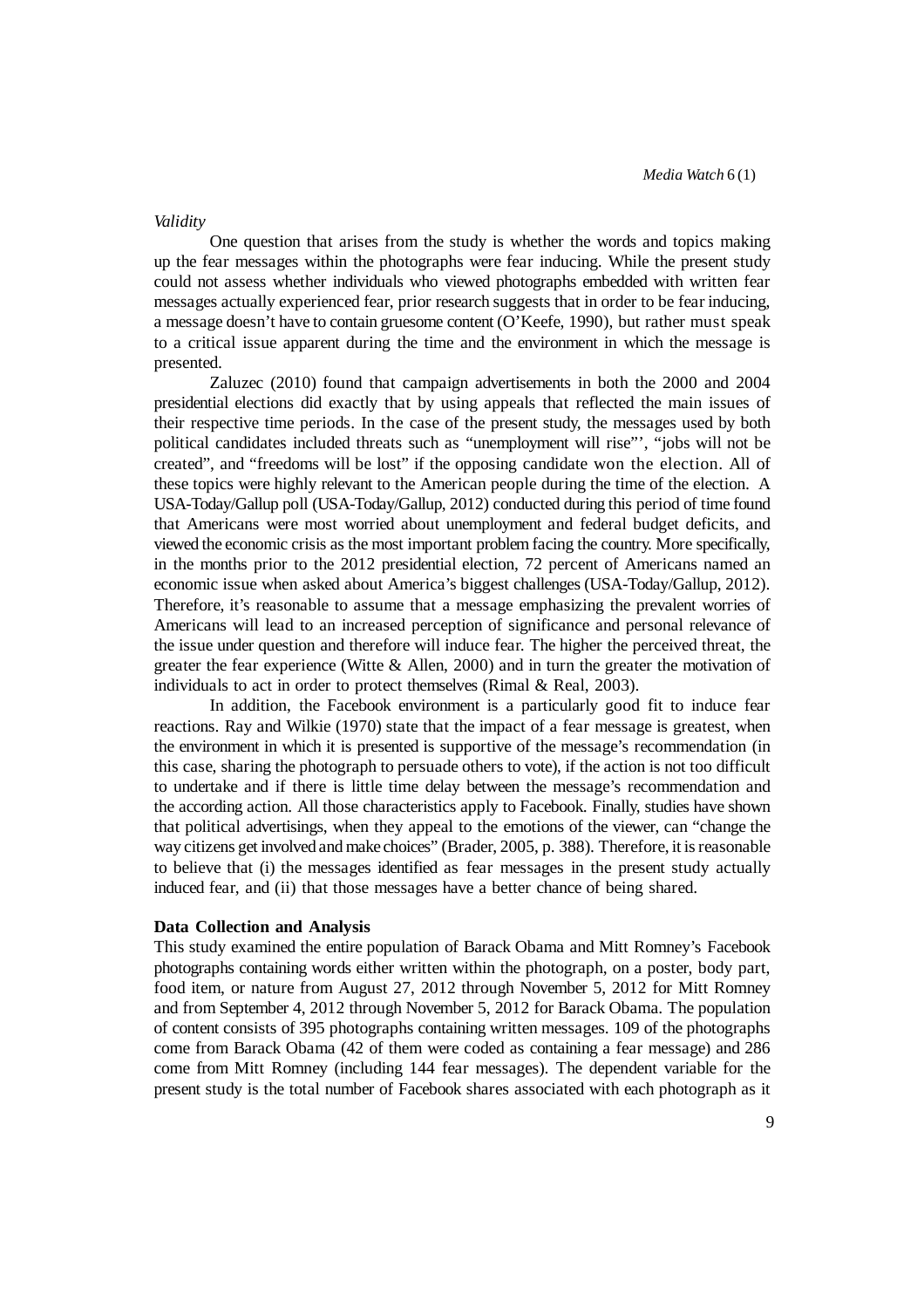*Validity*

One question that arises from the study is whether the words and topics making up the fear messages within the photographs were fear inducing. While the present study could not assess whether individuals who viewed photographs embedded with written fear messages actually experienced fear, prior research suggests that in order to be fear inducing, a message doesn't have to contain gruesome content (O'Keefe, 1990), but rather must speak to a critical issue apparent during the time and the environment in which the message is presented.

Zaluzec (2010) found that campaign advertisements in both the 2000 and 2004 presidential elections did exactly that by using appeals that reflected the main issues of their respective time periods. In the case of the present study, the messages used by both political candidates included threats such as "unemployment will rise"', "jobs will not be created", and "freedoms will be lost" if the opposing candidate won the election. All of these topics were highly relevant to the American people during the time of the election. A USA-Today/Gallup poll (USA-Today/Gallup, 2012) conducted during this period of time found that Americans were most worried about unemployment and federal budget deficits, and viewed the economic crisis as the most important problem facing the country. More specifically, in the months prior to the 2012 presidential election, 72 percent of Americans named an economic issue when asked about America's biggest challenges (USA-Today/Gallup, 2012). Therefore, it's reasonable to assume that a message emphasizing the prevalent worries of Americans will lead to an increased perception of significance and personal relevance of the issue under question and therefore will induce fear. The higher the perceived threat, the greater the fear experience (Witte & Allen, 2000) and in turn the greater the motivation of individuals to act in order to protect themselves (Rimal & Real, 2003).

In addition, the Facebook environment is a particularly good fit to induce fear reactions. Ray and Wilkie (1970) state that the impact of a fear message is greatest, when the environment in which it is presented is supportive of the message's recommendation (in this case, sharing the photograph to persuade others to vote), if the action is not too difficult to undertake and if there is little time delay between the message's recommendation and the according action. All those characteristics apply to Facebook. Finally, studies have shown that political advertisings, when they appeal to the emotions of the viewer, can "change the way citizens get involved and make choices" (Brader, 2005, p. 388). Therefore, it is reasonable to believe that (i) the messages identified as fear messages in the present study actually induced fear, and (ii) that those messages have a better chance of being shared.

**Data Collection and Analysis**

This study examined the entire population of Barack Obama and Mitt Romney's Facebook photographs containing words either written within the photograph, on a poster, body part, food item, or nature from August 27, 2012 through November 5, 2012 for Mitt Romney and from September 4, 2012 through November 5, 2012 for Barack Obama. The population of content consists of 395 photographs containing written messages. 109 of the photographs come from Barack Obama (42 of them were coded as containing a fear message) and 286 come from Mitt Romney (including 144 fear messages). The dependent variable for the present study is the total number of Facebook shares associated with each photograph as it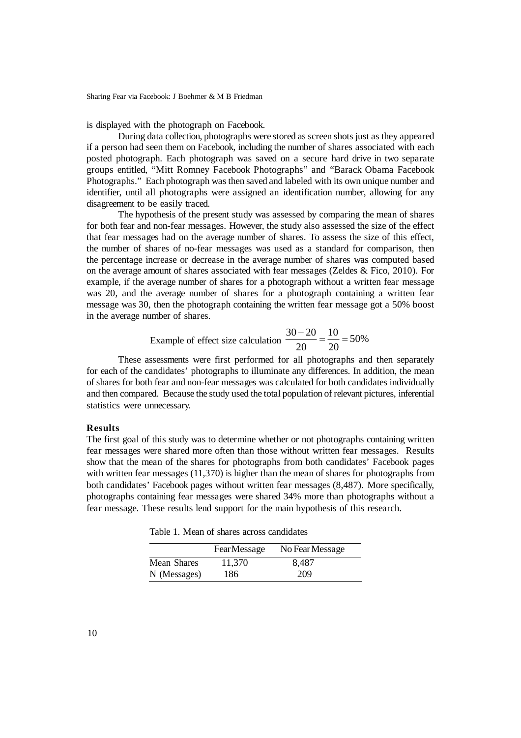is displayed with the photograph on Facebook.

During data collection, photographs were stored as screen shots just as they appeared if a person had seen them on Facebook, including the number of shares associated with each posted photograph. Each photograph was saved on a secure hard drive in two separate groups entitled, "Mitt Romney Facebook Photographs" and "Barack Obama Facebook Photographs." Each photograph was then saved and labeled with its own unique number and identifier, until all photographs were assigned an identification number, allowing for any disagreement to be easily traced.

The hypothesis of the present study was assessed by comparing the mean of shares for both fear and non-fear messages. However, the study also assessed the size of the effect that fear messages had on the average number of shares. To assess the size of this effect, the number of shares of no-fear messages was used as a standard for comparison, then the percentage increase or decrease in the average number of shares was computed based on the average amount of shares associated with fear messages (Zeldes & Fico, 2010). For example, if the average number of shares for a photograph without a written fear message was 20, and the average number of shares for a photograph containing a written fear message was 30, then the photograph containing the written fear message got a 50% boost in the average number of shares.

Example of effect size calculation $\frac{30-20}{20} = \frac{10}{20} = 50\%$

These assessments were first performed for all photographs and then separately for each of the candidates' photographs to illuminate any differences. In addition, the mean of shares for both fear and non-fear messages was calculated for both candidates individually and then compared. Because the study used the total population of relevant pictures, inferential statistics were unnecessary.

## Results

The first goal of this study was to determine whether or not photographs containing written fear messages were shared more often than those without written fear messages. Results show that the mean of the shares for photographs from both candidates' Facebook pages with written fear messages (11,370) is higher than the mean of shares for photographs from both candidates' Facebook pages without written fear messages (8,487). More specifically, photographs containing fear messages were shared 34% more than photographs without a fear message. These results lend support for the main hypothesis of this research.

Table 1. Mean of shares across candidates

| | Fear Message | No Fear Message |
|---|---|---|
| Mean Shares | 11,370 | 8,487 |
| N (Messages) | 186 | 209 |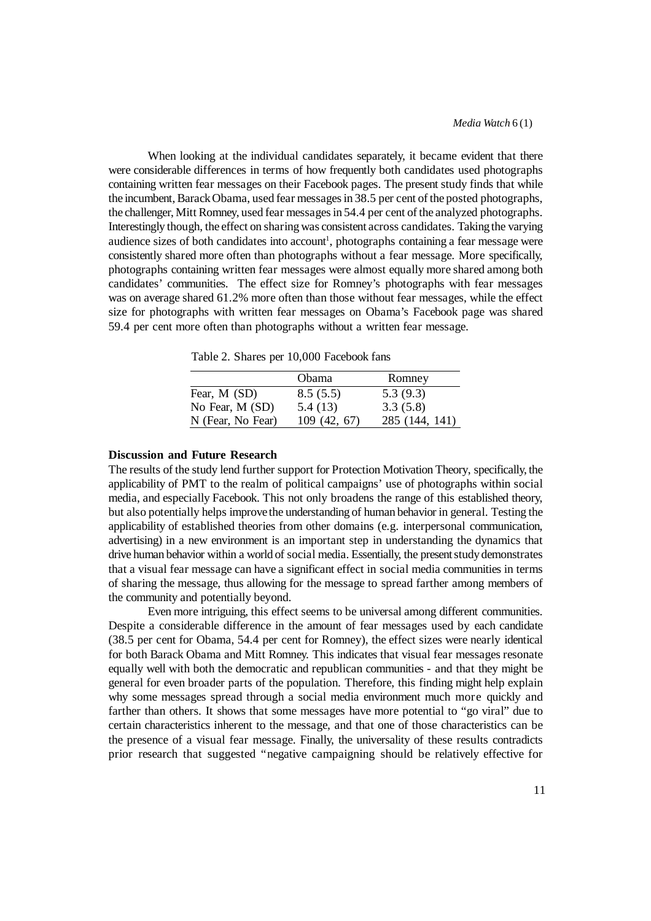When looking at the individual candidates separately, it became evident that there were considerable differences in terms of how frequently both candidates used photographs containing written fear messages on their Facebook pages. The present study finds that while the incumbent, Barack Obama, used fear messages in 38.5 per cent of the posted photographs, the challenger, Mitt Romney, used fear messages in 54.4 per cent of the analyzed photographs. Interestingly though, the effect on sharing was consistent across candidates. Taking the varying audience sizes of both candidates into account[1], photographs containing a fear message were consistently shared more often than photographs without a fear message. More specifically, photographs containing written fear messages were almost equally more shared among both candidates' communities. The effect size for Romney's photographs with fear messages was on average shared 61.2% more often than those without fear messages, while the effect size for photographs with written fear messages on Obama's Facebook page was shared 59.4 per cent more often than photographs without a written fear message.

Table 2. Shares per 10,000 Facebook fans

| | Obama | Romney |
|---|---|---|
| Fear, M (SD) | 8.5 (5.5) | 5.3 (9.3) |
| No Fear, M (SD) | 5.4 (13) | 3.3 (5.8) |
| N (Fear, No Fear) | 109 (42, 67) | 285 (144, 141) |

## Discussion and Future Research

The results of the study lend further support for Protection Motivation Theory, specifically, the applicability of PMT to the realm of political campaigns' use of photographs within social media, and especially Facebook. This not only broadens the range of this established theory, but also potentially helps improve the understanding of human behavior in general. Testing the applicability of established theories from other domains (e.g. interpersonal communication, advertising) in a new environment is an important step in understanding the dynamics that drive human behavior within a world of social media. Essentially, the present study demonstrates that a visual fear message can have a significant effect in social media communities in terms of sharing the message, thus allowing for the message to spread farther among members of the community and potentially beyond.

Even more intriguing, this effect seems to be universal among different communities. Despite a considerable difference in the amount of fear messages used by each candidate (38.5 per cent for Obama, 54.4 per cent for Romney), the effect sizes were nearly identical for both Barack Obama and Mitt Romney. This indicates that visual fear messages resonate equally well with both the democratic and republican communities - and that they might be general for even broader parts of the population. Therefore, this finding might help explain why some messages spread through a social media environment much more quickly and farther than others. It shows that some messages have more potential to "go viral" due to certain characteristics inherent to the message, and that one of those characteristics can be the presence of a visual fear message. Finally, the universality of these results contradicts prior research that suggested "negative campaigning should be relatively effective for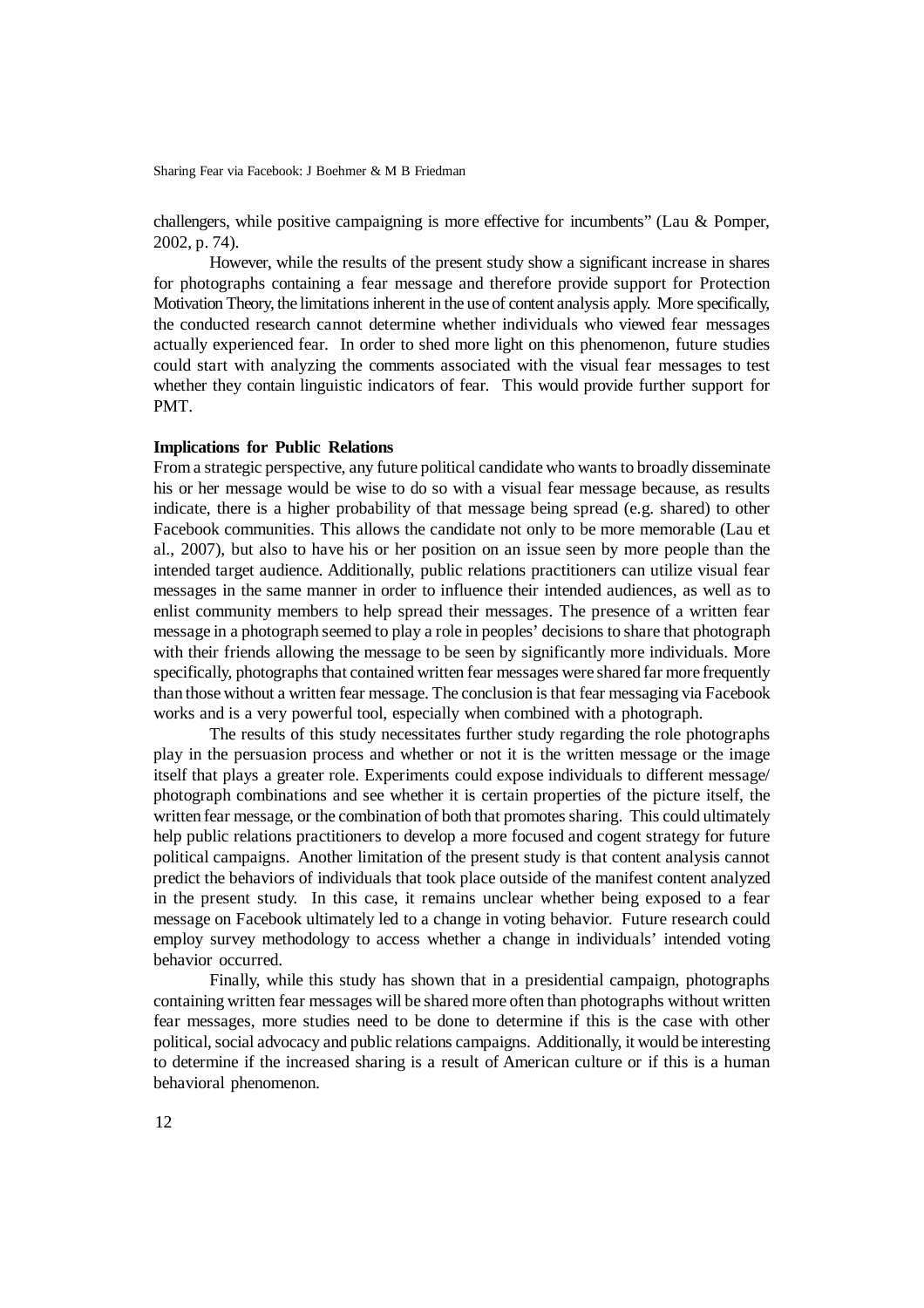challengers, while positive campaigning is more effective for incumbents" (Lau & Pomper, 2002, p. 74).

However, while the results of the present study show a significant increase in shares for photographs containing a fear message and therefore provide support for Protection Motivation Theory, the limitations inherent in the use of content analysis apply. More specifically, the conducted research cannot determine whether individuals who viewed fear messages actually experienced fear. In order to shed more light on this phenomenon, future studies could start with analyzing the comments associated with the visual fear messages to test whether they contain linguistic indicators of fear. This would provide further support for PMT.

**Implications for Public Relations**

From a strategic perspective, any future political candidate who wants to broadly disseminate his or her message would be wise to do so with a visual fear message because, as results indicate, there is a higher probability of that message being spread (e.g. shared) to other Facebook communities. This allows the candidate not only to be more memorable (Lau et al., 2007), but also to have his or her position on an issue seen by more people than the intended target audience. Additionally, public relations practitioners can utilize visual fear messages in the same manner in order to influence their intended audiences, as well as to enlist community members to help spread their messages. The presence of a written fear message in a photograph seemed to play a role in peoples' decisions to share that photograph with their friends allowing the message to be seen by significantly more individuals. More specifically, photographs that contained written fear messages were shared far more frequently than those without a written fear message. The conclusion is that fear messaging via Facebook works and is a very powerful tool, especially when combined with a photograph.

The results of this study necessitates further study regarding the role photographs play in the persuasion process and whether or not it is the written message or the image itself that plays a greater role. Experiments could expose individuals to different message/ photograph combinations and see whether it is certain properties of the picture itself, the written fear message, or the combination of both that promotes sharing. This could ultimately help public relations practitioners to develop a more focused and cogent strategy for future political campaigns. Another limitation of the present study is that content analysis cannot predict the behaviors of individuals that took place outside of the manifest content analyzed in the present study. In this case, it remains unclear whether being exposed to a fear message on Facebook ultimately led to a change in voting behavior. Future research could employ survey methodology to access whether a change in individuals' intended voting behavior occurred.

Finally, while this study has shown that in a presidential campaign, photographs containing written fear messages will be shared more often than photographs without written fear messages, more studies need to be done to determine if this is the case with other political, social advocacy and public relations campaigns. Additionally, it would be interesting to determine if the increased sharing is a result of American culture or if this is a human behavioral phenomenon.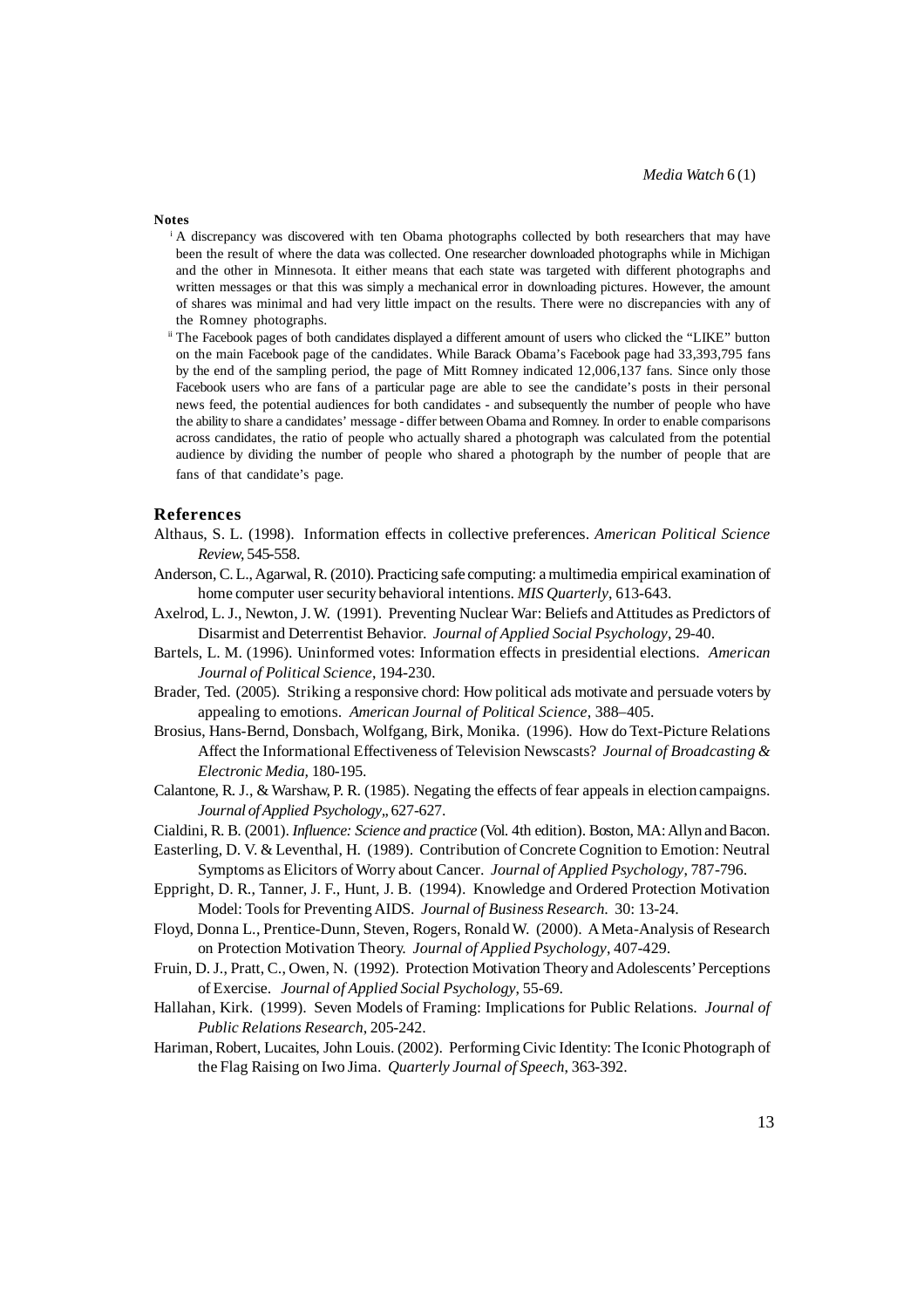## Notes

[i] A discrepancy was discovered with ten Obama photographs collected by both researchers that may have been the result of where the data was collected. One researcher downloaded photographs while in Michigan and the other in Minnesota. It either means that each state was targeted with different photographs and written messages or that this was simply a mechanical error in downloading pictures. However, the amount of shares was minimal and had very little impact on the results. There were no discrepancies with any of the Romney photographs.

[ii] The Facebook pages of both candidates displayed a different amount of users who clicked the "LIKE" button on the main Facebook page of the candidates. While Barack Obama's Facebook page had 33,393,795 fans by the end of the sampling period, the page of Mitt Romney indicated 12,006,137 fans. Since only those Facebook users who are fans of a particular page are able to see the candidate's posts in their personal news feed, the potential audiences for both candidates - and subsequently the number of people who have the ability to share a candidates' message - differ between Obama and Romney. In order to enable comparisons across candidates, the ratio of people who actually shared a photograph was calculated from the potential audience by dividing the number of people who shared a photograph by the number of people that are fans of that candidate's page.

## References

Althaus, S. L. (1998). Information effects in collective preferences. *American Political Science Review*, 545-558.

Anderson, C. L., Agarwal, R. (2010). Practicing safe computing: a multimedia empirical examination of home computer user security behavioral intentions. *MIS Quarterly*, 613-643.

Axelrod, L. J., Newton, J. W. (1991). Preventing Nuclear War: Beliefs and Attitudes as Predictors of Disarmist and Deterrentist Behavior. *Journal of Applied Social Psychology*, 29-40.

Bartels, L. M. (1996). Uninformed votes: Information effects in presidential elections. *American Journal of Political Science*, 194-230.

Brader, Ted. (2005). Striking a responsive chord: How political ads motivate and persuade voters by appealing to emotions. *American Journal of Political Science*, 388–405.

Brosius, Hans-Bernd, Donsbach, Wolfgang, Birk, Monika. (1996). How do Text-Picture Relations Affect the Informational Effectiveness of Television Newscasts? *Journal of Broadcasting & Electronic Media*, 180-195.

Calantone, R. J., & Warshaw, P. R. (1985). Negating the effects of fear appeals in election campaigns. *Journal of Applied Psychology*,, 627-627.

Cialdini, R. B. (2001). *Influence: Science and practice* (Vol. 4th edition). Boston, MA: Allyn and Bacon.

Easterling, D. V. & Leventhal, H. (1989). Contribution of Concrete Cognition to Emotion: Neutral Symptoms as Elicitors of Worry about Cancer. *Journal of Applied Psychology*, 787-796.

Eppright, D. R., Tanner, J. F., Hunt, J. B. (1994). Knowledge and Ordered Protection Motivation Model: Tools for Preventing AIDS. *Journal of Business Research*. 30: 13-24.

Floyd, Donna L., Prentice-Dunn, Steven, Rogers, Ronald W. (2000). A Meta-Analysis of Research on Protection Motivation Theory. *Journal of Applied Psychology*, 407-429.

Fruin, D. J., Pratt, C., Owen, N. (1992). Protection Motivation Theory and Adolescents' Perceptions of Exercise. *Journal of Applied Social Psychology*, 55-69.

Hallahan, Kirk. (1999). Seven Models of Framing: Implications for Public Relations. *Journal of Public Relations Research*, 205-242.

Hariman, Robert, Lucaites, John Louis. (2002). Performing Civic Identity: The Iconic Photograph of the Flag Raising on Iwo Jima. *Quarterly Journal of Speech*, 363-392.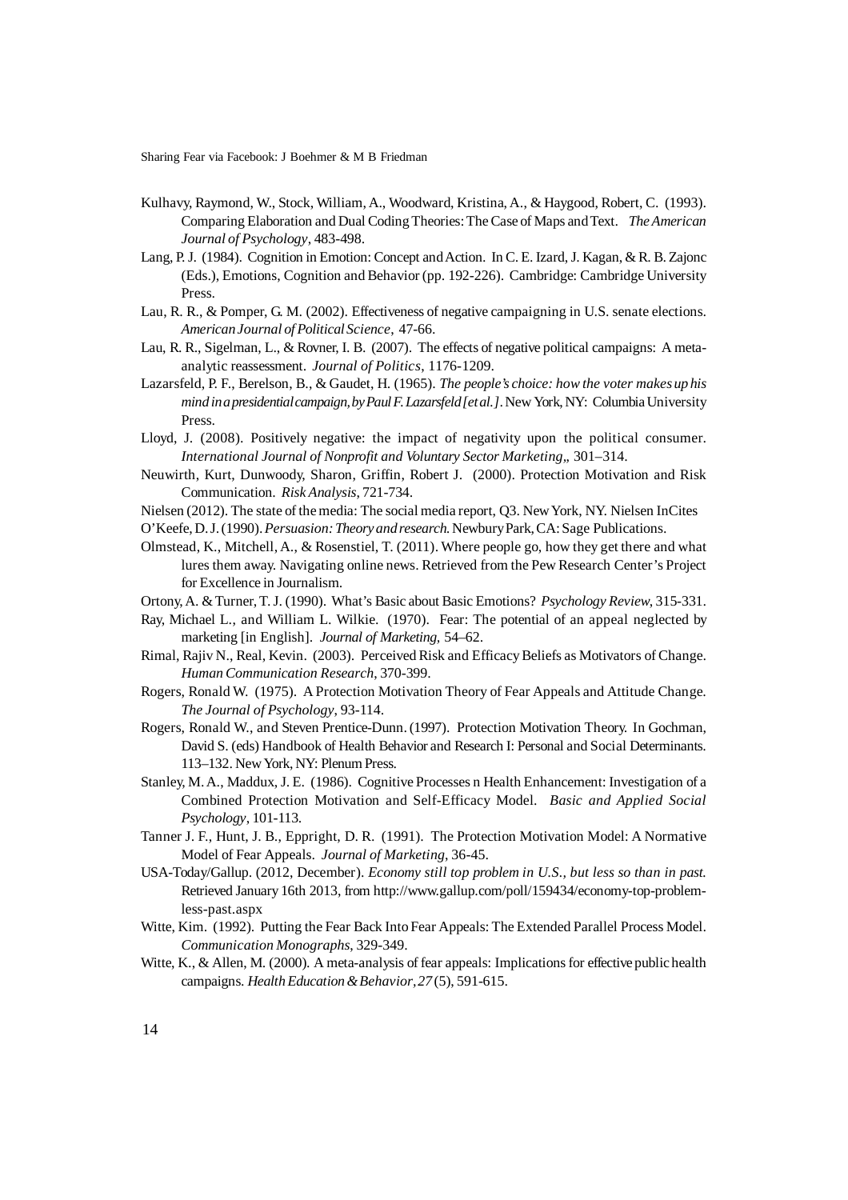Kulhavy, Raymond, W., Stock, William, A., Woodward, Kristina, A., & Haygood, Robert, C. (1993). Comparing Elaboration and Dual Coding Theories: The Case of Maps and Text. *The American Journal of Psychology*, 483-498.

Lang, P. J. (1984). Cognition in Emotion: Concept and Action. In C. E. Izard, J. Kagan, & R. B. Zajonc (Eds.), Emotions, Cognition and Behavior (pp. 192-226). Cambridge: Cambridge University Press.

Lau, R. R., & Pomper, G. M. (2002). Effectiveness of negative campaigning in U.S. senate elections. *American Journal of Political Science*, 47-66.

Lau, R. R., Sigelman, L., & Rovner, I. B. (2007). The effects of negative political campaigns: A meta-analytic reassessment. *Journal of Politics*, 1176-1209.

Lazarsfeld, P. F., Berelson, B., & Gaudet, H. (1965). *The people's choice: how the voter makes up his mind in a presidential campaign, by Paul F. Lazarsfeld [et al.]*. New York, NY: Columbia University Press.

Lloyd, J. (2008). Positively negative: the impact of negativity upon the political consumer. *International Journal of Nonprofit and Voluntary Sector Marketing*,, 301–314.

Neuwirth, Kurt, Dunwoody, Sharon, Griffin, Robert J. (2000). Protection Motivation and Risk Communication. *Risk Analysis*, 721-734.

Nielsen (2012). The state of the media: The social media report, Q3. New York, NY. Nielsen InCites

O'Keefe, D. J. (1990). *Persuasion: Theory and research*. Newbury Park, CA: Sage Publications.

Olmstead, K., Mitchell, A., & Rosenstiel, T. (2011). Where people go, how they get there and what lures them away. Navigating online news. Retrieved from the Pew Research Center's Project for Excellence in Journalism.

Ortony, A. & Turner, T. J. (1990). What's Basic about Basic Emotions? *Psychology Review*, 315-331.

Ray, Michael L., and William L. Wilkie. (1970). Fear: The potential of an appeal neglected by marketing [in English]. *Journal of Marketing*, 54–62.

Rimal, Rajiv N., Real, Kevin. (2003). Perceived Risk and Efficacy Beliefs as Motivators of Change. *Human Communication Research*, 370-399.

Rogers, Ronald W. (1975). A Protection Motivation Theory of Fear Appeals and Attitude Change. *The Journal of Psychology*, 93-114.

Rogers, Ronald W., and Steven Prentice-Dunn. (1997). Protection Motivation Theory. In Gochman, David S. (eds) Handbook of Health Behavior and Research I: Personal and Social Determinants. 113–132. New York, NY: Plenum Press.

Stanley, M. A., Maddux, J. E. (1986). Cognitive Processes n Health Enhancement: Investigation of a Combined Protection Motivation and Self-Efficacy Model. *Basic and Applied Social Psychology*, 101-113.

Tanner J. F., Hunt, J. B., Eppright, D. R. (1991). The Protection Motivation Model: A Normative Model of Fear Appeals. *Journal of Marketing*, 36-45.

USA-Today/Gallup. (2012, December). *Economy still top problem in U.S., but less so than in past.* Retrieved January 16th 2013, from http://www.gallup.com/poll/159434/economy-top-problem-less-past.aspx

Witte, Kim. (1992). Putting the Fear Back Into Fear Appeals: The Extended Parallel Process Model. *Communication Monographs*, 329-349.

Witte, K., & Allen, M. (2000). A meta-analysis of fear appeals: Implications for effective public health campaigns. *Health Education & Behavior, 27* (5), 591-615.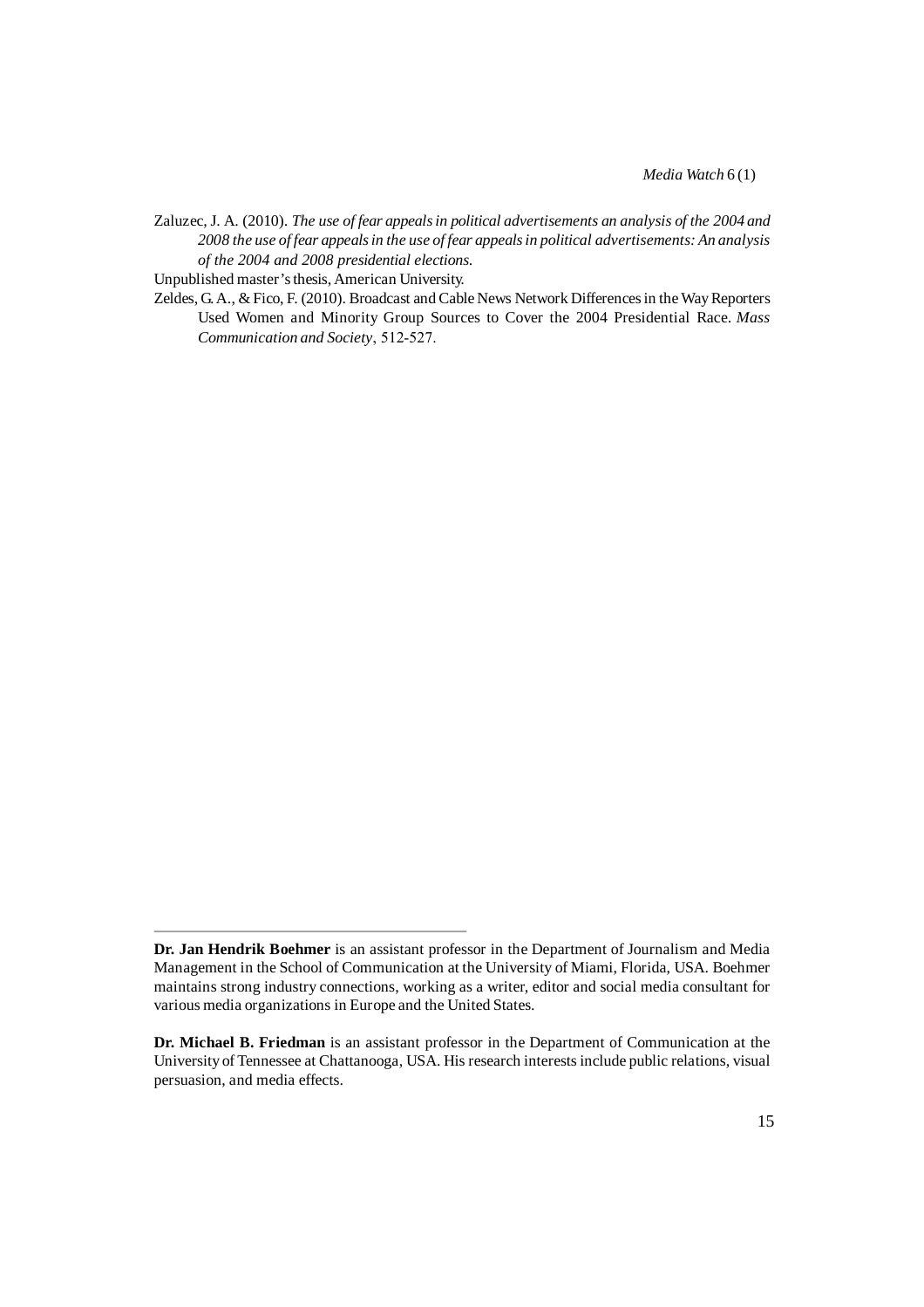Zaluzec, J. A. (2010). *The use of fear appeals in political advertisements an analysis of the 2004 and 2008 the use of fear appeals in the use of fear appeals in political advertisements: An analysis of the 2004 and 2008 presidential elections.*

Unpublished master's thesis, American University.

Zeldes, G. A., & Fico, F. (2010). Broadcast and Cable News Network Differences in the Way Reporters Used Women and Minority Group Sources to Cover the 2004 Presidential Race. *Mass Communication and Society*, 512-527.

---

**Dr. Jan Hendrik Boehmer** is an assistant professor in the Department of Journalism and Media Management in the School of Communication at the University of Miami, Florida, USA. Boehmer maintains strong industry connections, working as a writer, editor and social media consultant for various media organizations in Europe and the United States.

**Dr. Michael B. Friedman** is an assistant professor in the Department of Communication at the University of Tennessee at Chattanooga, USA. His research interests include public relations, visual persuasion, and media effects.